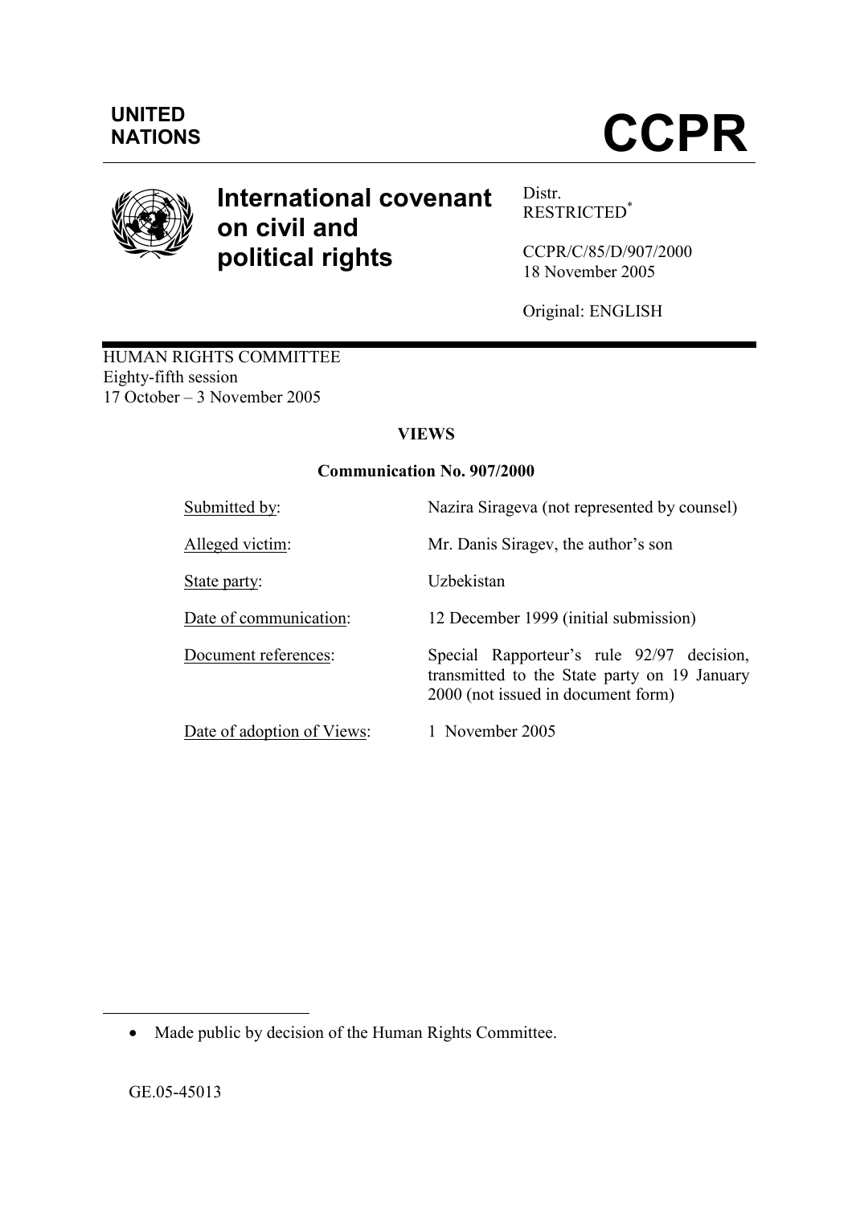UNITED NATIONS

# CCPR

# International covenant on civil and political rights

Distr.
RESTRICTED[*]

CCPR/C/85/D/907/2000
18 November 2005

Original: ENGLISH

HUMAN RIGHTS COMMITTEE
Eighty-fifth session
17 October – 3 November 2005

## VIEWS

### Communication No. 907/2000

| | |
|---|---|
| Submitted by: | Nazira Sirageva (not represented by counsel) |
| Alleged victim: | Mr. Danis Siragev, the author's son |
| State party: | Uzbekistan |
| Date of communication: | 12 December 1999 (initial submission) |
| Document references: | Special Rapporteur's rule 92/97 decision, transmitted to the State party on 19 January 2000 (not issued in document form) |
| Date of adoption of Views: | 1 November 2005 |

- Made public by decision of the Human Rights Committee.

GE.05-45013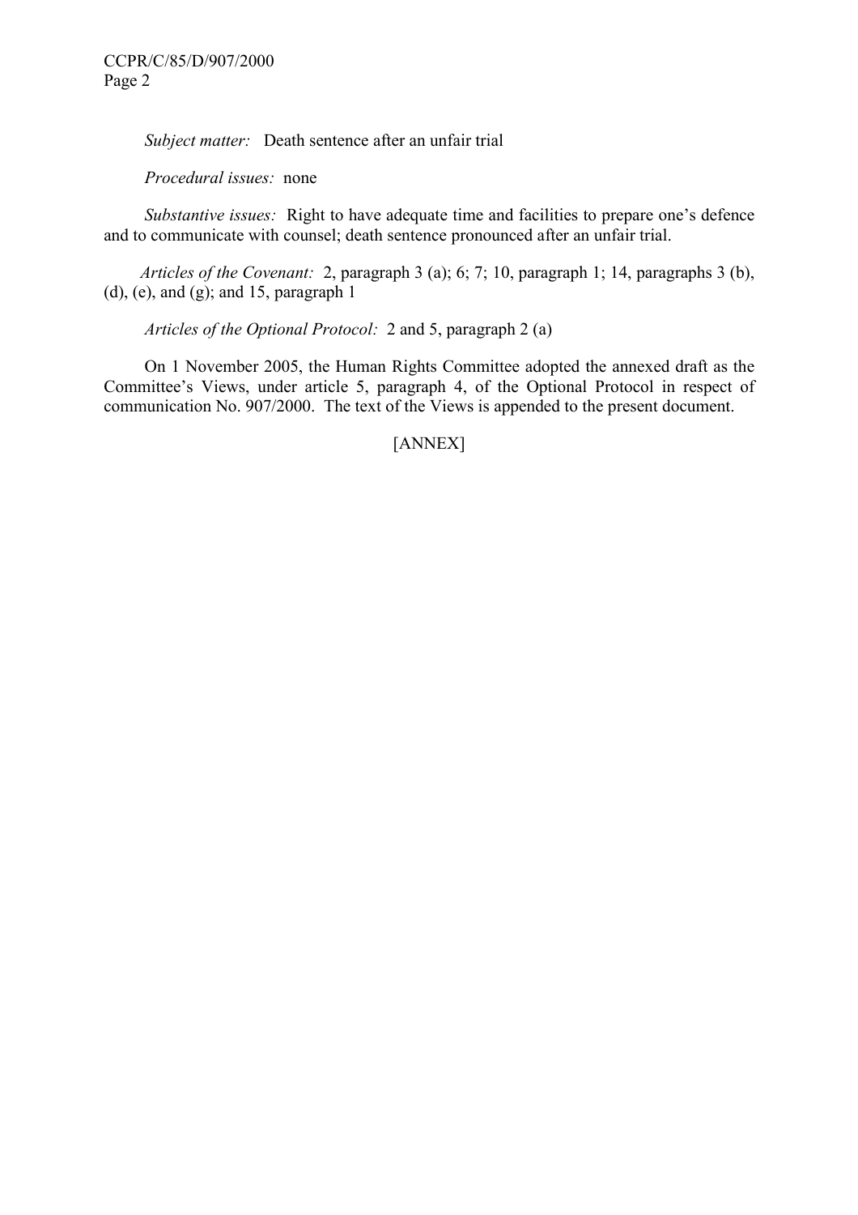*Subject matter:* Death sentence after an unfair trial

*Procedural issues:* none

*Substantive issues:* Right to have adequate time and facilities to prepare one's defence and to communicate with counsel; death sentence pronounced after an unfair trial.

*Articles of the Covenant:* 2, paragraph 3 (a); 6; 7; 10, paragraph 1; 14, paragraphs 3 (b), (d), (e), and (g); and 15, paragraph 1

*Articles of the Optional Protocol:* 2 and 5, paragraph 2 (a)

On 1 November 2005, the Human Rights Committee adopted the annexed draft as the Committee's Views, under article 5, paragraph 4, of the Optional Protocol in respect of communication No. 907/2000. The text of the Views is appended to the present document.

[ANNEX]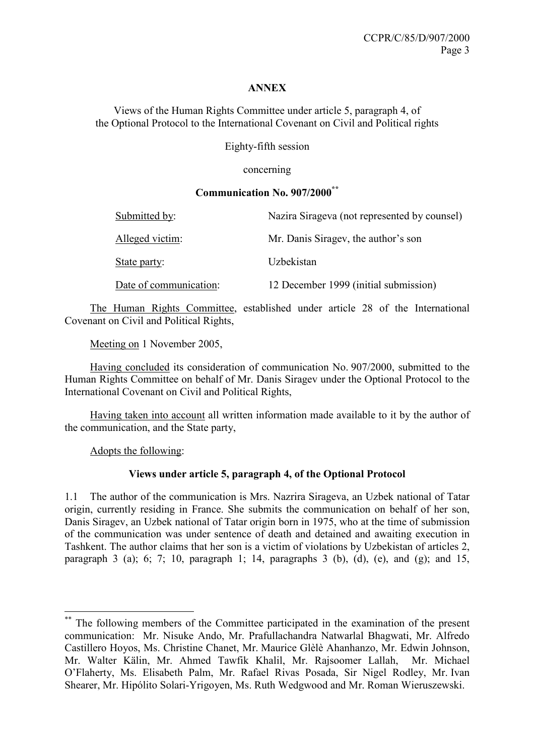**ANNEX**

Views of the Human Rights Committee under article 5, paragraph 4, of the Optional Protocol to the International Covenant on Civil and Political rights

Eighty-fifth session

concerning

**Communication No. 907/2000**[**]

| | |
|---|---|
| Submitted by: | Nazira Sirageva (not represented by counsel) |
| Alleged victim: | Mr. Danis Siragev, the author's son |
| State party: | Uzbekistan |
| Date of communication: | 12 December 1999 (initial submission) |

The Human Rights Committee, established under article 28 of the International Covenant on Civil and Political Rights,

Meeting on 1 November 2005,

Having concluded its consideration of communication No. 907/2000, submitted to the Human Rights Committee on behalf of Mr. Danis Siragev under the Optional Protocol to the International Covenant on Civil and Political Rights,

Having taken into account all written information made available to it by the author of the communication, and the State party,

Adopts the following:

**Views under article 5, paragraph 4, of the Optional Protocol**

1.1 The author of the communication is Mrs. Nazrira Sirageva, an Uzbek national of Tatar origin, currently residing in France. She submits the communication on behalf of her son, Danis Siragev, an Uzbek national of Tatar origin born in 1975, who at the time of submission of the communication was under sentence of death and detained and awaiting execution in Tashkent. The author claims that her son is a victim of violations by Uzbekistan of articles 2, paragraph 3 (a); 6; 7; 10, paragraph 1; 14, paragraphs 3 (b), (d), (e), and (g); and 15,

---

[**] The following members of the Committee participated in the examination of the present communication: Mr. Nisuke Ando, Mr. Prafullachandra Natwarlal Bhagwati, Mr. Alfredo Castillero Hoyos, Ms. Christine Chanet, Mr. Maurice Glèlè Ahanhanzo, Mr. Edwin Johnson, Mr. Walter Kälin, Mr. Ahmed Tawfik Khalil, Mr. Rajsoomer Lallah, Mr. Michael O'Flaherty, Ms. Elisabeth Palm, Mr. Rafael Rivas Posada, Sir Nigel Rodley, Mr. Ivan Shearer, Mr. Hipólito Solari-Yrigoyen, Ms. Ruth Wedgwood and Mr. Roman Wieruszewski.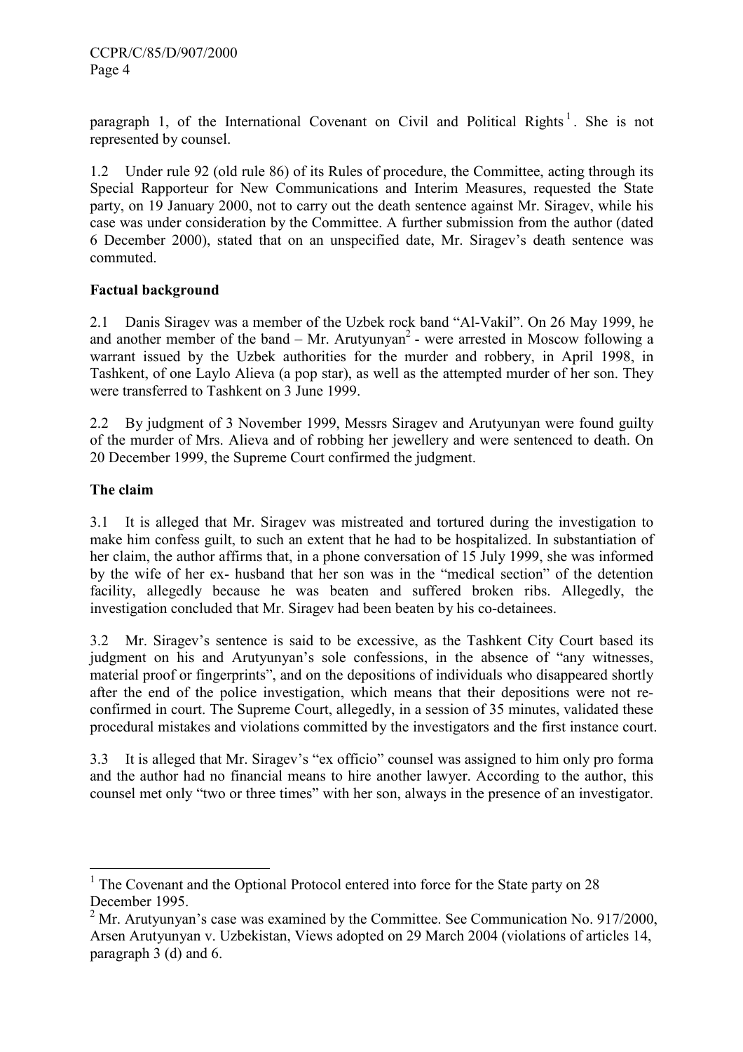paragraph 1, of the International Covenant on Civil and Political Rights[1]. She is not represented by counsel.

1.2 Under rule 92 (old rule 86) of its Rules of procedure, the Committee, acting through its Special Rapporteur for New Communications and Interim Measures, requested the State party, on 19 January 2000, not to carry out the death sentence against Mr. Siragev, while his case was under consideration by the Committee. A further submission from the author (dated 6 December 2000), stated that on an unspecified date, Mr. Siragev's death sentence was commuted.

**Factual background**

2.1 Danis Siragev was a member of the Uzbek rock band "Al-Vakil". On 26 May 1999, he and another member of the band – Mr. Arutyunyan[2] - were arrested in Moscow following a warrant issued by the Uzbek authorities for the murder and robbery, in April 1998, in Tashkent, of one Laylo Alieva (a pop star), as well as the attempted murder of her son. They were transferred to Tashkent on 3 June 1999.

2.2 By judgment of 3 November 1999, Messrs Siragev and Arutyunyan were found guilty of the murder of Mrs. Alieva and of robbing her jewellery and were sentenced to death. On 20 December 1999, the Supreme Court confirmed the judgment.

**The claim**

3.1 It is alleged that Mr. Siragev was mistreated and tortured during the investigation to make him confess guilt, to such an extent that he had to be hospitalized. In substantiation of her claim, the author affirms that, in a phone conversation of 15 July 1999, she was informed by the wife of her ex- husband that her son was in the "medical section" of the detention facility, allegedly because he was beaten and suffered broken ribs. Allegedly, the investigation concluded that Mr. Siragev had been beaten by his co-detainees.

3.2 Mr. Siragev's sentence is said to be excessive, as the Tashkent City Court based its judgment on his and Arutyunyan's sole confessions, in the absence of "any witnesses, material proof or fingerprints", and on the depositions of individuals who disappeared shortly after the end of the police investigation, which means that their depositions were not re-confirmed in court. The Supreme Court, allegedly, in a session of 35 minutes, validated these procedural mistakes and violations committed by the investigators and the first instance court.

3.3 It is alleged that Mr. Siragev's "ex officio" counsel was assigned to him only pro forma and the author had no financial means to hire another lawyer. According to the author, this counsel met only "two or three times" with her son, always in the presence of an investigator.

---

[1] The Covenant and the Optional Protocol entered into force for the State party on 28 December 1995.

[2] Mr. Arutyunyan's case was examined by the Committee. See Communication No. 917/2000, Arsen Arutyunyan v. Uzbekistan, Views adopted on 29 March 2004 (violations of articles 14, paragraph 3 (d) and 6.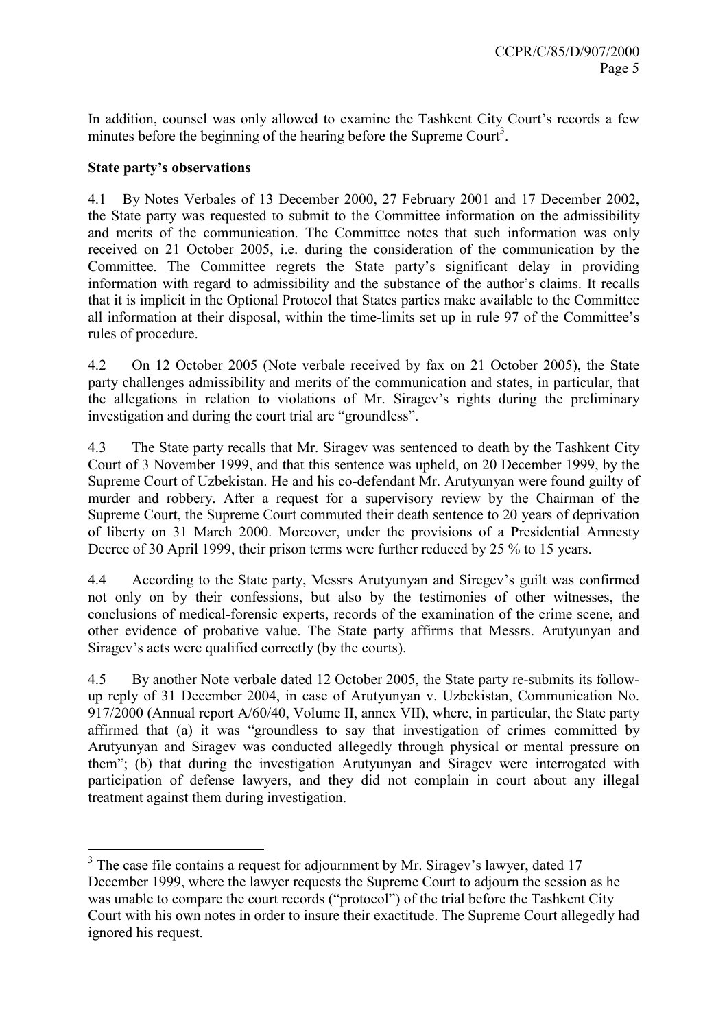In addition, counsel was only allowed to examine the Tashkent City Court's records a few minutes before the beginning of the hearing before the Supreme Court[3].

**State party's observations**

4.1 By Notes Verbales of 13 December 2000, 27 February 2001 and 17 December 2002, the State party was requested to submit to the Committee information on the admissibility and merits of the communication. The Committee notes that such information was only received on 21 October 2005, i.e. during the consideration of the communication by the Committee. The Committee regrets the State party's significant delay in providing information with regard to admissibility and the substance of the author's claims. It recalls that it is implicit in the Optional Protocol that States parties make available to the Committee all information at their disposal, within the time-limits set up in rule 97 of the Committee's rules of procedure.

4.2 On 12 October 2005 (Note verbale received by fax on 21 October 2005), the State party challenges admissibility and merits of the communication and states, in particular, that the allegations in relation to violations of Mr. Siragev's rights during the preliminary investigation and during the court trial are "groundless".

4.3 The State party recalls that Mr. Siragev was sentenced to death by the Tashkent City Court of 3 November 1999, and that this sentence was upheld, on 20 December 1999, by the Supreme Court of Uzbekistan. He and his co-defendant Mr. Arutyunyan were found guilty of murder and robbery. After a request for a supervisory review by the Chairman of the Supreme Court, the Supreme Court commuted their death sentence to 20 years of deprivation of liberty on 31 March 2000. Moreover, under the provisions of a Presidential Amnesty Decree of 30 April 1999, their prison terms were further reduced by 25 % to 15 years.

4.4 According to the State party, Messrs Arutyunyan and Siregev's guilt was confirmed not only on by their confessions, but also by the testimonies of other witnesses, the conclusions of medical-forensic experts, records of the examination of the crime scene, and other evidence of probative value. The State party affirms that Messrs. Arutyunyan and Siragev's acts were qualified correctly (by the courts).

4.5 By another Note verbale dated 12 October 2005, the State party re-submits its follow-up reply of 31 December 2004, in case of Arutyunyan v. Uzbekistan, Communication No. 917/2000 (Annual report A/60/40, Volume II, annex VII), where, in particular, the State party affirmed that (a) it was "groundless to say that investigation of crimes committed by Arutyunyan and Siragev was conducted allegedly through physical or mental pressure on them"; (b) that during the investigation Arutyunyan and Siragev were interrogated with participation of defense lawyers, and they did not complain in court about any illegal treatment against them during investigation.

---

[3] The case file contains a request for adjournment by Mr. Siragev's lawyer, dated 17 December 1999, where the lawyer requests the Supreme Court to adjourn the session as he was unable to compare the court records ("protocol") of the trial before the Tashkent City Court with his own notes in order to insure their exactitude. The Supreme Court allegedly had ignored his request.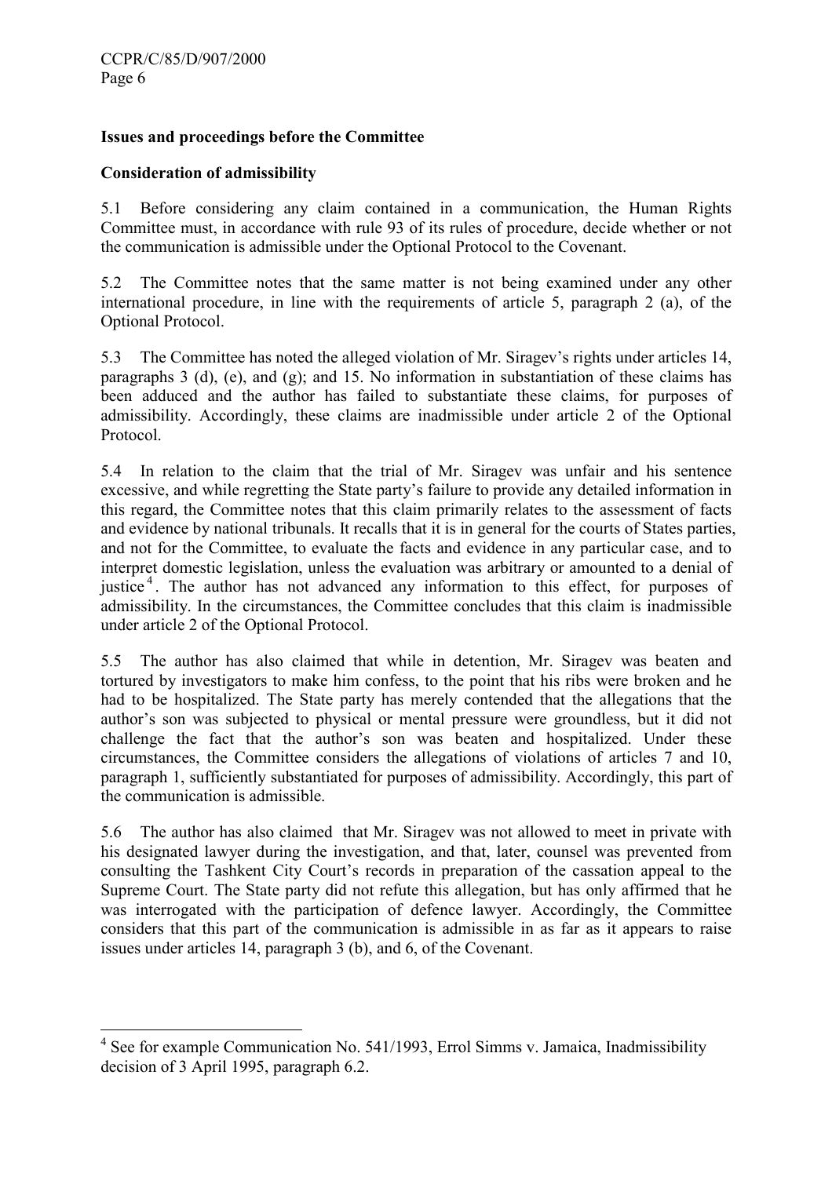**Issues and proceedings before the Committee**

**Consideration of admissibility**

5.1 Before considering any claim contained in a communication, the Human Rights Committee must, in accordance with rule 93 of its rules of procedure, decide whether or not the communication is admissible under the Optional Protocol to the Covenant.

5.2 The Committee notes that the same matter is not being examined under any other international procedure, in line with the requirements of article 5, paragraph 2 (a), of the Optional Protocol.

5.3 The Committee has noted the alleged violation of Mr. Siragev's rights under articles 14, paragraphs 3 (d), (e), and (g); and 15. No information in substantiation of these claims has been adduced and the author has failed to substantiate these claims, for purposes of admissibility. Accordingly, these claims are inadmissible under article 2 of the Optional Protocol.

5.4 In relation to the claim that the trial of Mr. Siragev was unfair and his sentence excessive, and while regretting the State party's failure to provide any detailed information in this regard, the Committee notes that this claim primarily relates to the assessment of facts and evidence by national tribunals. It recalls that it is in general for the courts of States parties, and not for the Committee, to evaluate the facts and evidence in any particular case, and to interpret domestic legislation, unless the evaluation was arbitrary or amounted to a denial of justice[4]. The author has not advanced any information to this effect, for purposes of admissibility. In the circumstances, the Committee concludes that this claim is inadmissible under article 2 of the Optional Protocol.

5.5 The author has also claimed that while in detention, Mr. Siragev was beaten and tortured by investigators to make him confess, to the point that his ribs were broken and he had to be hospitalized. The State party has merely contended that the allegations that the author's son was subjected to physical or mental pressure were groundless, but it did not challenge the fact that the author's son was beaten and hospitalized. Under these circumstances, the Committee considers the allegations of violations of articles 7 and 10, paragraph 1, sufficiently substantiated for purposes of admissibility. Accordingly, this part of the communication is admissible.

5.6 The author has also claimed that Mr. Siragev was not allowed to meet in private with his designated lawyer during the investigation, and that, later, counsel was prevented from consulting the Tashkent City Court's records in preparation of the cassation appeal to the Supreme Court. The State party did not refute this allegation, but has only affirmed that he was interrogated with the participation of defence lawyer. Accordingly, the Committee considers that this part of the communication is admissible in as far as it appears to raise issues under articles 14, paragraph 3 (b), and 6, of the Covenant.

---

[4] See for example Communication No. 541/1993, Errol Simms v. Jamaica, Inadmissibility decision of 3 April 1995, paragraph 6.2.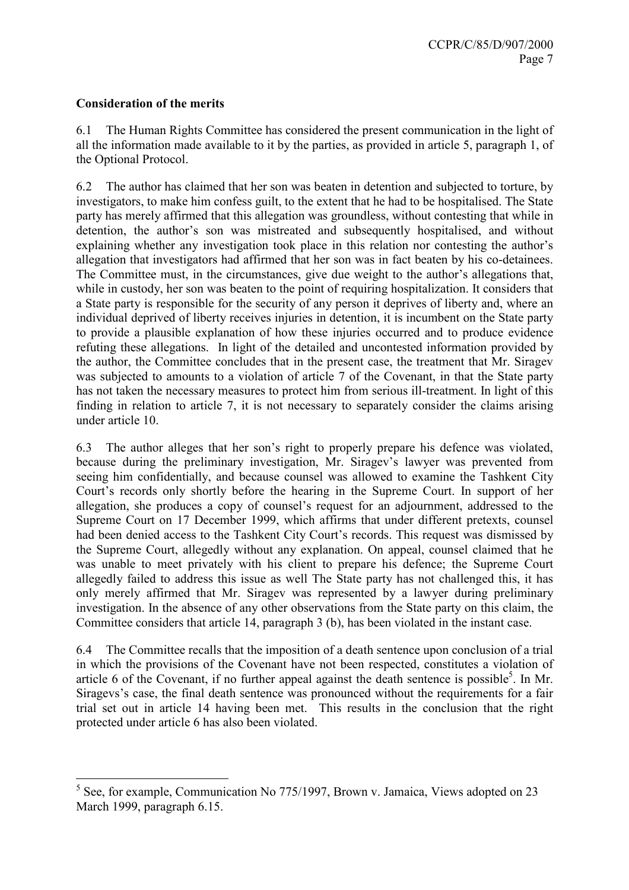**Consideration of the merits**

6.1 The Human Rights Committee has considered the present communication in the light of all the information made available to it by the parties, as provided in article 5, paragraph 1, of the Optional Protocol.

6.2 The author has claimed that her son was beaten in detention and subjected to torture, by investigators, to make him confess guilt, to the extent that he had to be hospitalised. The State party has merely affirmed that this allegation was groundless, without contesting that while in detention, the author's son was mistreated and subsequently hospitalised, and without explaining whether any investigation took place in this relation nor contesting the author's allegation that investigators had affirmed that her son was in fact beaten by his co-detainees. The Committee must, in the circumstances, give due weight to the author's allegations that, while in custody, her son was beaten to the point of requiring hospitalization. It considers that a State party is responsible for the security of any person it deprives of liberty and, where an individual deprived of liberty receives injuries in detention, it is incumbent on the State party to provide a plausible explanation of how these injuries occurred and to produce evidence refuting these allegations. In light of the detailed and uncontested information provided by the author, the Committee concludes that in the present case, the treatment that Mr. Siragev was subjected to amounts to a violation of article 7 of the Covenant, in that the State party has not taken the necessary measures to protect him from serious ill-treatment. In light of this finding in relation to article 7, it is not necessary to separately consider the claims arising under article 10.

6.3 The author alleges that her son's right to properly prepare his defence was violated, because during the preliminary investigation, Mr. Siragev's lawyer was prevented from seeing him confidentially, and because counsel was allowed to examine the Tashkent City Court's records only shortly before the hearing in the Supreme Court. In support of her allegation, she produces a copy of counsel's request for an adjournment, addressed to the Supreme Court on 17 December 1999, which affirms that under different pretexts, counsel had been denied access to the Tashkent City Court's records. This request was dismissed by the Supreme Court, allegedly without any explanation. On appeal, counsel claimed that he was unable to meet privately with his client to prepare his defence; the Supreme Court allegedly failed to address this issue as well The State party has not challenged this, it has only merely affirmed that Mr. Siragev was represented by a lawyer during preliminary investigation. In the absence of any other observations from the State party on this claim, the Committee considers that article 14, paragraph 3 (b), has been violated in the instant case.

6.4 The Committee recalls that the imposition of a death sentence upon conclusion of a trial in which the provisions of the Covenant have not been respected, constitutes a violation of article 6 of the Covenant, if no further appeal against the death sentence is possible[5]. In Mr. Siragevs's case, the final death sentence was pronounced without the requirements for a fair trial set out in article 14 having been met. This results in the conclusion that the right protected under article 6 has also been violated.

---

[5] See, for example, Communication No 775/1997, Brown v. Jamaica, Views adopted on 23 March 1999, paragraph 6.15.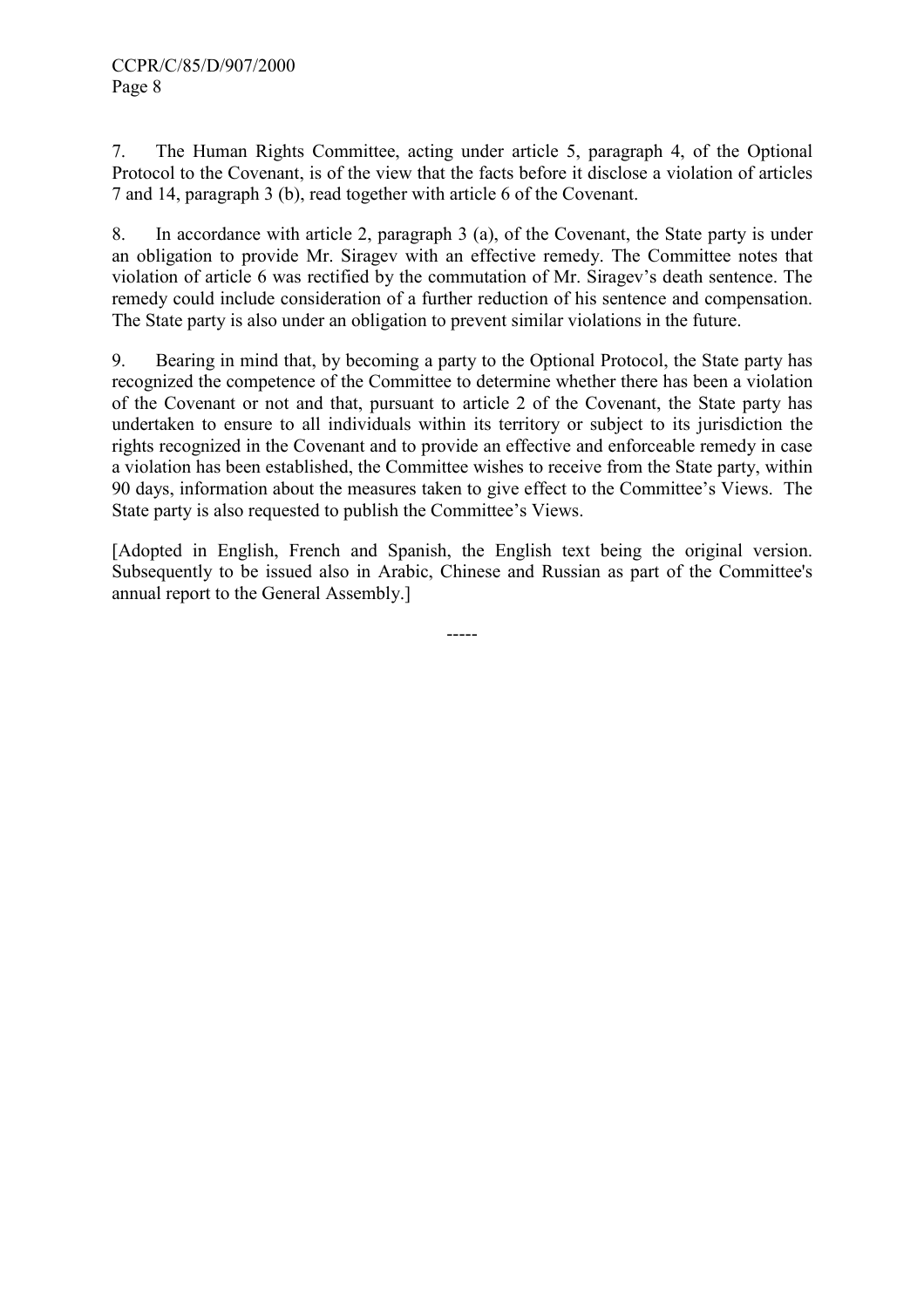7. The Human Rights Committee, acting under article 5, paragraph 4, of the Optional Protocol to the Covenant, is of the view that the facts before it disclose a violation of articles 7 and 14, paragraph 3 (b), read together with article 6 of the Covenant.

8. In accordance with article 2, paragraph 3 (a), of the Covenant, the State party is under an obligation to provide Mr. Siragev with an effective remedy. The Committee notes that violation of article 6 was rectified by the commutation of Mr. Siragev's death sentence. The remedy could include consideration of a further reduction of his sentence and compensation. The State party is also under an obligation to prevent similar violations in the future.

9. Bearing in mind that, by becoming a party to the Optional Protocol, the State party has recognized the competence of the Committee to determine whether there has been a violation of the Covenant or not and that, pursuant to article 2 of the Covenant, the State party has undertaken to ensure to all individuals within its territory or subject to its jurisdiction the rights recognized in the Covenant and to provide an effective and enforceable remedy in case a violation has been established, the Committee wishes to receive from the State party, within 90 days, information about the measures taken to give effect to the Committee's Views. The State party is also requested to publish the Committee's Views.

[Adopted in English, French and Spanish, the English text being the original version. Subsequently to be issued also in Arabic, Chinese and Russian as part of the Committee's annual report to the General Assembly.]

-----